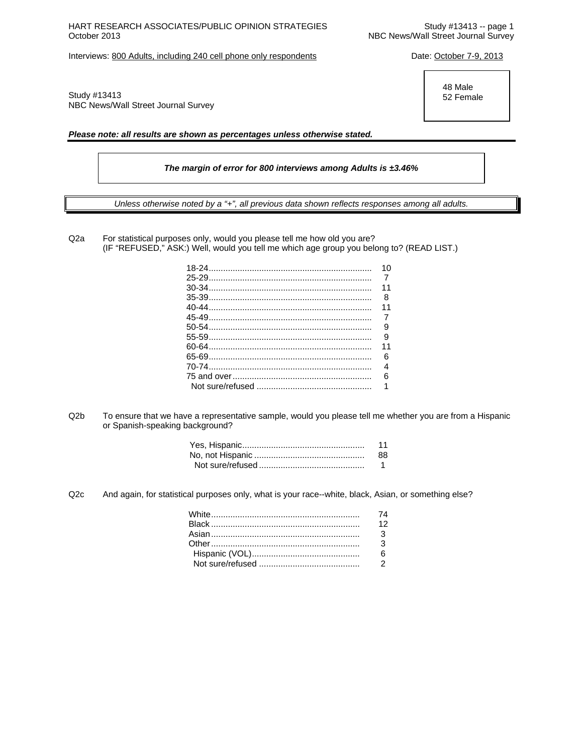Interviews: 800 Adults, including 240 cell phone only respondents

Date: October 7-9, 2013

Study #13413
NBC News/Wall Street Journal Survey

48 Male
52 Female

***Please note: all results are shown as percentages unless otherwise stated.***

***The margin of error for 800 interviews among Adults is ±3.46%***

*Unless otherwise noted by a "+", all previous data shown reflects responses among all adults.*

Q2a For statistical purposes only, would you please tell me how old you are?
(IF "REFUSED," ASK:) Well, would you tell me which age group you belong to? (READ LIST.)

| | |
|---|---|
| 18-24 | 10 |
| 25-29 | 7 |
| 30-34 | 11 |
| 35-39 | 8 |
| 40-44 | 11 |
| 45-49 | 7 |
| 50-54 | 9 |
| 55-59 | 9 |
| 60-64 | 11 |
| 65-69 | 6 |
| 70-74 | 4 |
| 75 and over | 6 |
| Not sure/refused | 1 |

Q2b To ensure that we have a representative sample, would you please tell me whether you are from a Hispanic or Spanish-speaking background?

| | |
|---|---|
| Yes, Hispanic | 11 |
| No, not Hispanic | 88 |
| Not sure/refused | 1 |

Q2c And again, for statistical purposes only, what is your race--white, black, Asian, or something else?

| | |
|---|---|
| White | 74 |
| Black | 12 |
| Asian | 3 |
| Other | 3 |
| Hispanic (VOL) | 6 |
| Not sure/refused | 2 |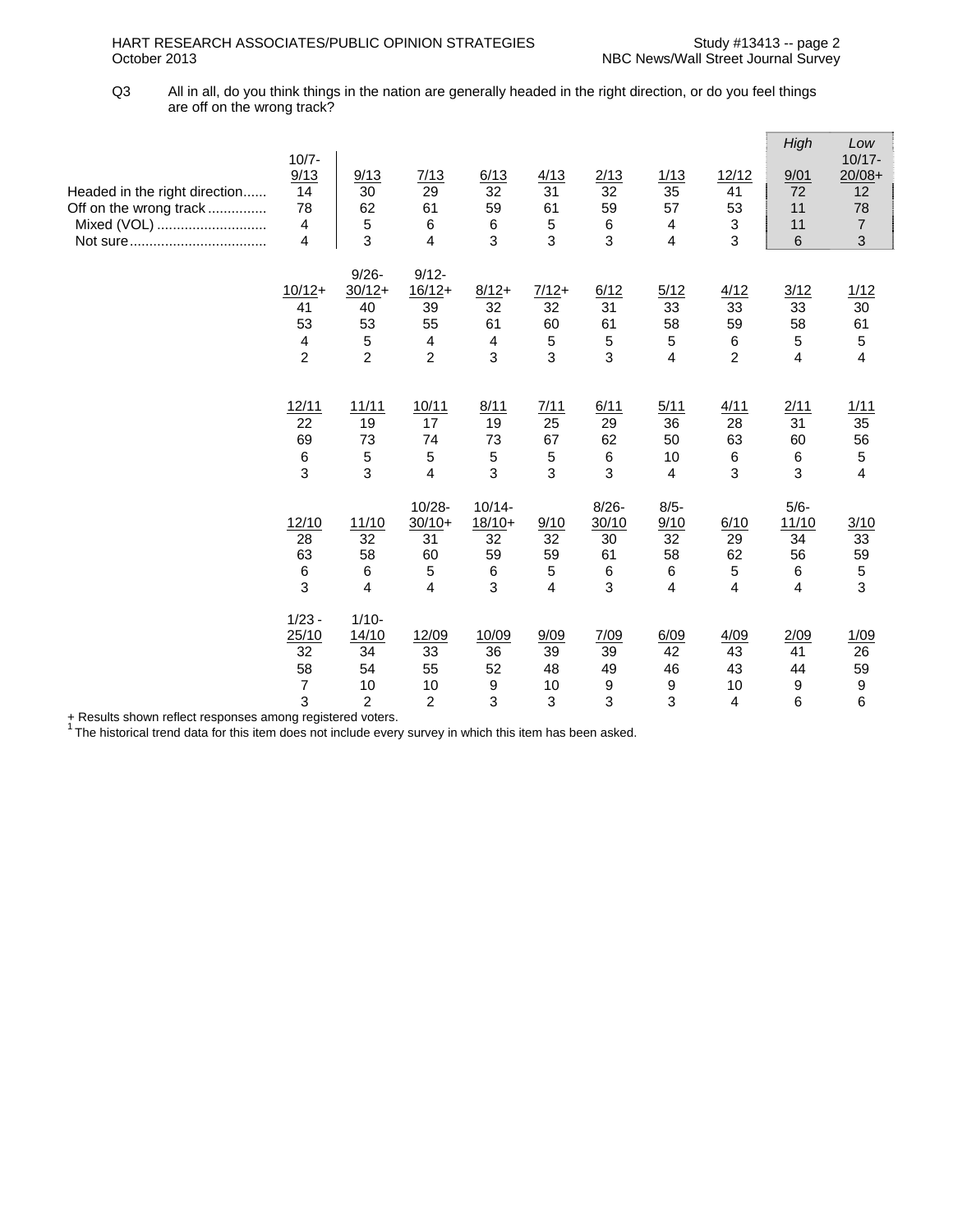Q3 All in all, do you think things in the nation are generally headed in the right direction, or do you feel things are off on the wrong track?

| | 10/7-9/13 | 9/13 | 7/13 | 6/13 | 4/13 | 2/13 | 1/13 | 12/12 | *High* 9/01 | *Low* 10/17-20/08+ |
|---|---|---|---|---|---|---|---|---|---|---|
| Headed in the right direction | 14 | 30 | 29 | 32 | 31 | 32 | 35 | 41 | 72 | 12 |
| Off on the wrong track | 78 | 62 | 61 | 59 | 61 | 59 | 57 | 53 | 11 | 78 |
| Mixed (VOL) | 4 | 5 | 6 | 6 | 5 | 6 | 4 | 3 | 11 | 7 |
| Not sure | 4 | 3 | 4 | 3 | 3 | 3 | 4 | 3 | 6 | 3 |

| | 10/12+ | 9/26-30/12+ | 9/12-16/12+ | 8/12+ | 7/12+ | 6/12 | 5/12 | 4/12 | 3/12 | 1/12 |
|---|---|---|---|---|---|---|---|---|---|---|
| Headed in the right direction | 41 | 40 | 39 | 32 | 32 | 31 | 33 | 33 | 33 | 30 |
| Off on the wrong track | 53 | 53 | 55 | 61 | 60 | 61 | 58 | 59 | 58 | 61 |
| Mixed (VOL) | 4 | 5 | 4 | 4 | 5 | 5 | 5 | 6 | 5 | 5 |
| Not sure | 2 | 2 | 2 | 3 | 3 | 3 | 4 | 2 | 4 | 4 |

| | 12/11 | 11/11 | 10/11 | 8/11 | 7/11 | 6/11 | 5/11 | 4/11 | 2/11 | 1/11 |
|---|---|---|---|---|---|---|---|---|---|---|
| Headed in the right direction | 22 | 19 | 17 | 19 | 25 | 29 | 36 | 28 | 31 | 35 |
| Off on the wrong track | 69 | 73 | 74 | 73 | 67 | 62 | 50 | 63 | 60 | 56 |
| Mixed (VOL) | 6 | 5 | 5 | 5 | 5 | 6 | 10 | 6 | 6 | 5 |
| Not sure | 3 | 3 | 4 | 3 | 3 | 3 | 4 | 3 | 3 | 4 |

| | 12/10 | 11/10 | 10/28-30/10+ | 10/14-18/10+ | 9/10 | 8/26-30/10 | 8/5-9/10 | 6/10 | 5/6-11/10 | 3/10 |
|---|---|---|---|---|---|---|---|---|---|---|
| Headed in the right direction | 28 | 32 | 31 | 32 | 32 | 30 | 32 | 29 | 34 | 33 |
| Off on the wrong track | 63 | 58 | 60 | 59 | 59 | 61 | 58 | 62 | 56 | 59 |
| Mixed (VOL) | 6 | 6 | 5 | 6 | 5 | 6 | 6 | 5 | 6 | 5 |
| Not sure | 3 | 4 | 4 | 3 | 4 | 3 | 4 | 4 | 4 | 3 |

| | 1/23-25/10 | 1/10-14/10 | 12/09 | 10/09 | 9/09 | 7/09 | 6/09 | 4/09 | 2/09 | 1/09 |
|---|---|---|---|---|---|---|---|---|---|---|
| Headed in the right direction | 32 | 34 | 33 | 36 | 39 | 39 | 42 | 43 | 41 | 26 |
| Off on the wrong track | 58 | 54 | 55 | 52 | 48 | 49 | 46 | 43 | 44 | 59 |
| Mixed (VOL) | 7 | 10 | 10 | 9 | 10 | 9 | 9 | 10 | 9 | 9 |
| Not sure | 3 | 2 | 2 | 3 | 3 | 3 | 3 | 4 | 6 | 6 |

+ Results shown reflect responses among registered voters.

[1] The historical trend data for this item does not include every survey in which this item has been asked.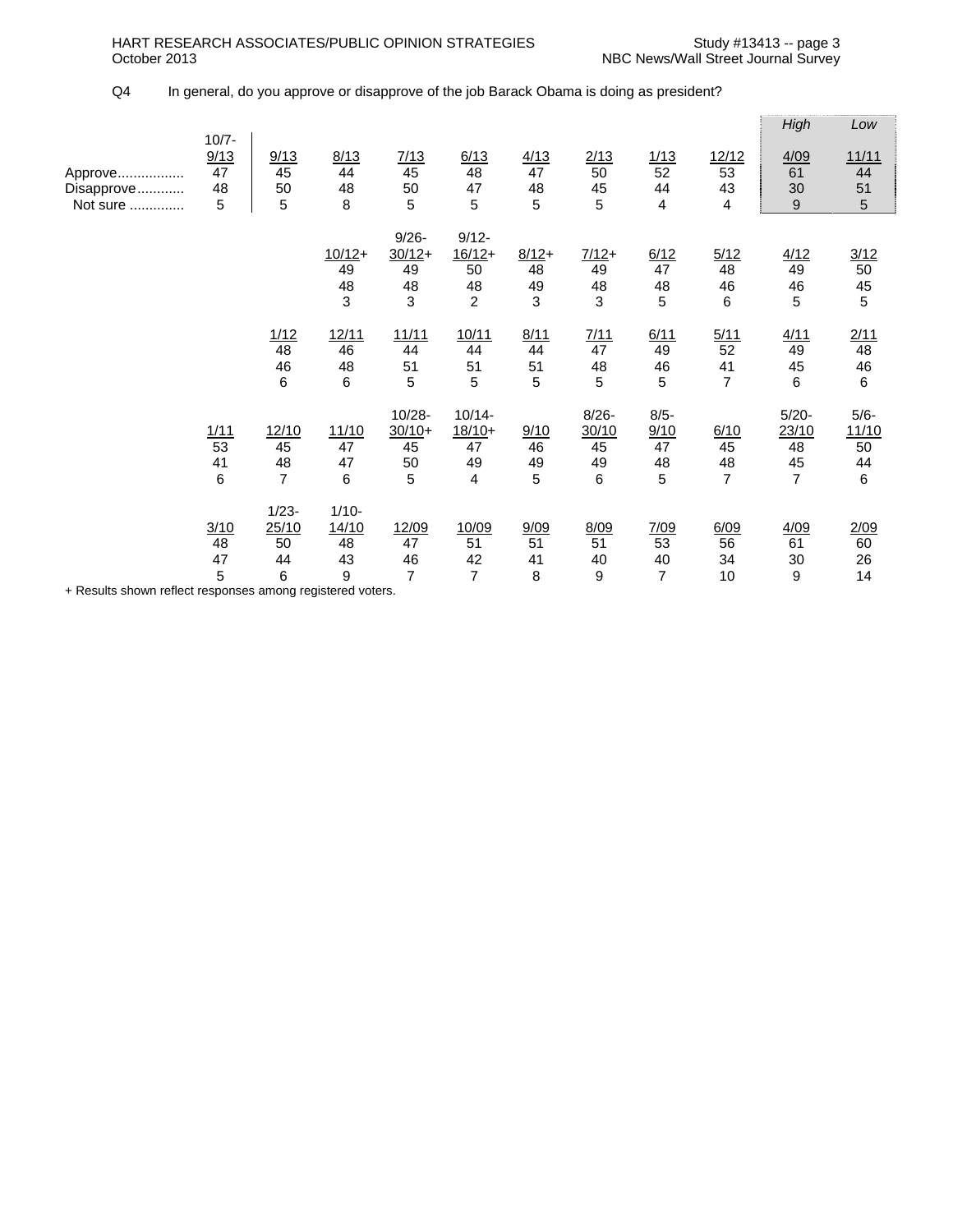Q4 In general, do you approve or disapprove of the job Barack Obama is doing as president?

| | 10/7-9/13 | 9/13 | 8/13 | 7/13 | 6/13 | 4/13 | 2/13 | 1/13 | 12/12 | *High* 4/09 | *Low* 11/11 |
|---|---|---|---|---|---|---|---|---|---|---|---|
| Approve | 47 | 45 | 44 | 45 | 48 | 47 | 50 | 52 | 53 | 61 | 44 |
| Disapprove | 48 | 50 | 48 | 50 | 47 | 48 | 45 | 44 | 43 | 30 | 51 |
| Not sure | 5 | 5 | 8 | 5 | 5 | 5 | 5 | 4 | 4 | 9 | 5 |

| | 10/12+ | 9/26-30/12+ | 9/12-16/12+ | 8/12+ | 7/12+ | 6/12 | 5/12 | 4/12 | 3/12 |
|---|---|---|---|---|---|---|---|---|---|
| Approve | 49 | 49 | 50 | 48 | 49 | 47 | 48 | 49 | 50 |
| Disapprove | 48 | 48 | 48 | 49 | 48 | 48 | 46 | 46 | 45 |
| Not sure | 3 | 3 | 2 | 3 | 3 | 5 | 6 | 5 | 5 |

| | 1/12 | 12/11 | 11/11 | 10/11 | 8/11 | 7/11 | 6/11 | 5/11 | 4/11 | 2/11 |
|---|---|---|---|---|---|---|---|---|---|---|
| Approve | 48 | 46 | 44 | 44 | 44 | 47 | 49 | 52 | 49 | 48 |
| Disapprove | 46 | 48 | 51 | 51 | 51 | 48 | 46 | 41 | 45 | 46 |
| Not sure | 6 | 6 | 5 | 5 | 5 | 5 | 5 | 7 | 6 | 6 |

| | 1/11 | 12/10 | 11/10 | 10/28-30/10+ | 10/14-18/10+ | 9/10 | 8/26-30/10 | 8/5-9/10 | 6/10 | 5/20-23/10 | 5/6-11/10 |
|---|---|---|---|---|---|---|---|---|---|---|---|
| Approve | 53 | 45 | 47 | 45 | 47 | 46 | 45 | 47 | 45 | 48 | 50 |
| Disapprove | 41 | 48 | 47 | 50 | 49 | 49 | 49 | 48 | 48 | 45 | 44 |
| Not sure | 6 | 7 | 6 | 5 | 4 | 5 | 6 | 5 | 7 | 7 | 6 |

| | 3/10 | 1/23-25/10 | 1/10-14/10 | 12/09 | 10/09 | 9/09 | 8/09 | 7/09 | 6/09 | 4/09 | 2/09 |
|---|---|---|---|---|---|---|---|---|---|---|---|
| Approve | 48 | 50 | 48 | 47 | 51 | 51 | 51 | 53 | 56 | 61 | 60 |
| Disapprove | 47 | 44 | 43 | 46 | 42 | 41 | 40 | 40 | 34 | 30 | 26 |
| Not sure | 5 | 6 | 9 | 7 | 7 | 8 | 9 | 7 | 10 | 9 | 14 |

+ Results shown reflect responses among registered voters.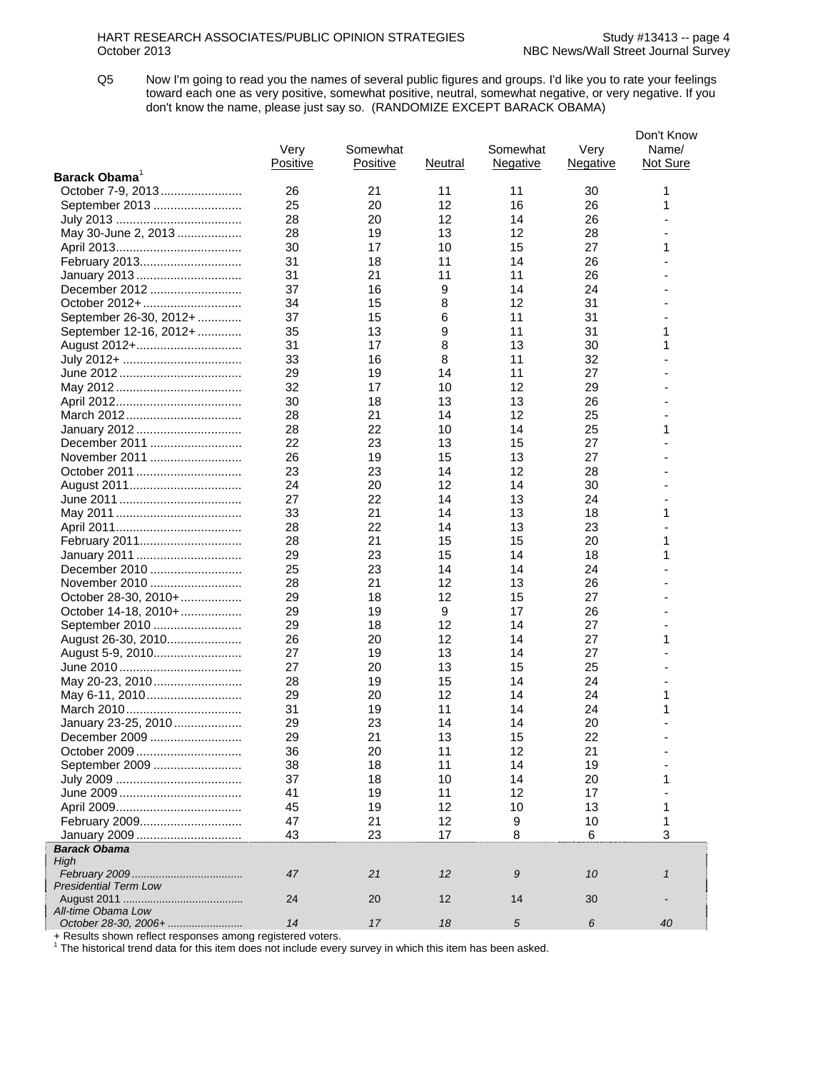Q5 Now I'm going to read you the names of several public figures and groups. I'd like you to rate your feelings toward each one as very positive, somewhat positive, neutral, somewhat negative, or very negative. If you don't know the name, please just say so. (RANDOMIZE EXCEPT BARACK OBAMA)

| | Very Positive | Somewhat Positive | Neutral | Somewhat Negative | Very Negative | Don't Know Name/ Not Sure |
|---|---|---|---|---|---|---|
| **Barack Obama**[1] | | | | | | |
| October 7-9, 2013 | 26 | 21 | 11 | 11 | 30 | 1 |
| September 2013 | 25 | 20 | 12 | 16 | 26 | 1 |
| July 2013 | 28 | 20 | 12 | 14 | 26 | - |
| May 30-June 2, 2013 | 28 | 19 | 13 | 12 | 28 | - |
| April 2013 | 30 | 17 | 10 | 15 | 27 | 1 |
| February 2013 | 31 | 18 | 11 | 14 | 26 | - |
| January 2013 | 31 | 21 | 11 | 11 | 26 | - |
| December 2012 | 37 | 16 | 9 | 14 | 24 | - |
| October 2012+ | 34 | 15 | 8 | 12 | 31 | - |
| September 26-30, 2012+ | 37 | 15 | 6 | 11 | 31 | - |
| September 12-16, 2012+ | 35 | 13 | 9 | 11 | 31 | 1 |
| August 2012+ | 31 | 17 | 8 | 13 | 30 | 1 |
| July 2012+ | 33 | 16 | 8 | 11 | 32 | - |
| June 2012 | 29 | 19 | 14 | 11 | 27 | - |
| May 2012 | 32 | 17 | 10 | 12 | 29 | - |
| April 2012 | 30 | 18 | 13 | 13 | 26 | - |
| March 2012 | 28 | 21 | 14 | 12 | 25 | - |
| January 2012 | 28 | 22 | 10 | 14 | 25 | 1 |
| December 2011 | 22 | 23 | 13 | 15 | 27 | - |
| November 2011 | 26 | 19 | 15 | 13 | 27 | - |
| October 2011 | 23 | 23 | 14 | 12 | 28 | - |
| August 2011 | 24 | 20 | 12 | 14 | 30 | - |
| June 2011 | 27 | 22 | 14 | 13 | 24 | - |
| May 2011 | 33 | 21 | 14 | 13 | 18 | 1 |
| April 2011 | 28 | 22 | 14 | 13 | 23 | - |
| February 2011 | 28 | 21 | 15 | 15 | 20 | 1 |
| January 2011 | 29 | 23 | 15 | 14 | 18 | 1 |
| December 2010 | 25 | 23 | 14 | 14 | 24 | - |
| November 2010 | 28 | 21 | 12 | 13 | 26 | - |
| October 28-30, 2010+ | 29 | 18 | 12 | 15 | 27 | - |
| October 14-18, 2010+ | 29 | 19 | 9 | 17 | 26 | - |
| September 2010 | 29 | 18 | 12 | 14 | 27 | - |
| August 26-30, 2010 | 26 | 20 | 12 | 14 | 27 | 1 |
| August 5-9, 2010 | 27 | 19 | 13 | 14 | 27 | - |
| June 2010 | 27 | 20 | 13 | 15 | 25 | - |
| May 20-23, 2010 | 28 | 19 | 15 | 14 | 24 | - |
| May 6-11, 2010 | 29 | 20 | 12 | 14 | 24 | 1 |
| March 2010 | 31 | 19 | 11 | 14 | 24 | 1 |
| January 23-25, 2010 | 29 | 23 | 14 | 14 | 20 | - |
| December 2009 | 29 | 21 | 13 | 15 | 22 | - |
| October 2009 | 36 | 20 | 11 | 12 | 21 | - |
| September 2009 | 38 | 18 | 11 | 14 | 19 | - |
| July 2009 | 37 | 18 | 10 | 14 | 20 | 1 |
| June 2009 | 41 | 19 | 11 | 12 | 17 | - |
| April 2009 | 45 | 19 | 12 | 10 | 13 | 1 |
| February 2009 | 47 | 21 | 12 | 9 | 10 | 1 |
| January 2009 | 43 | 23 | 17 | 8 | 6 | 3 |
| ***Barack Obama*** | | | | | | |
| *High* | | | | | | |
| *February 2009* | *47* | *21* | *12* | *9* | *10* | *1* |
| *Presidential Term Low* | | | | | | |
| August 2011 | 24 | 20 | 12 | 14 | 30 | - |
| *All-time Obama Low* | | | | | | |
| *October 28-30, 2006+* | *14* | *17* | *18* | *5* | *6* | *40* |

+ Results shown reflect responses among registered voters.
[1] The historical trend data for this item does not include every survey in which this item has been asked.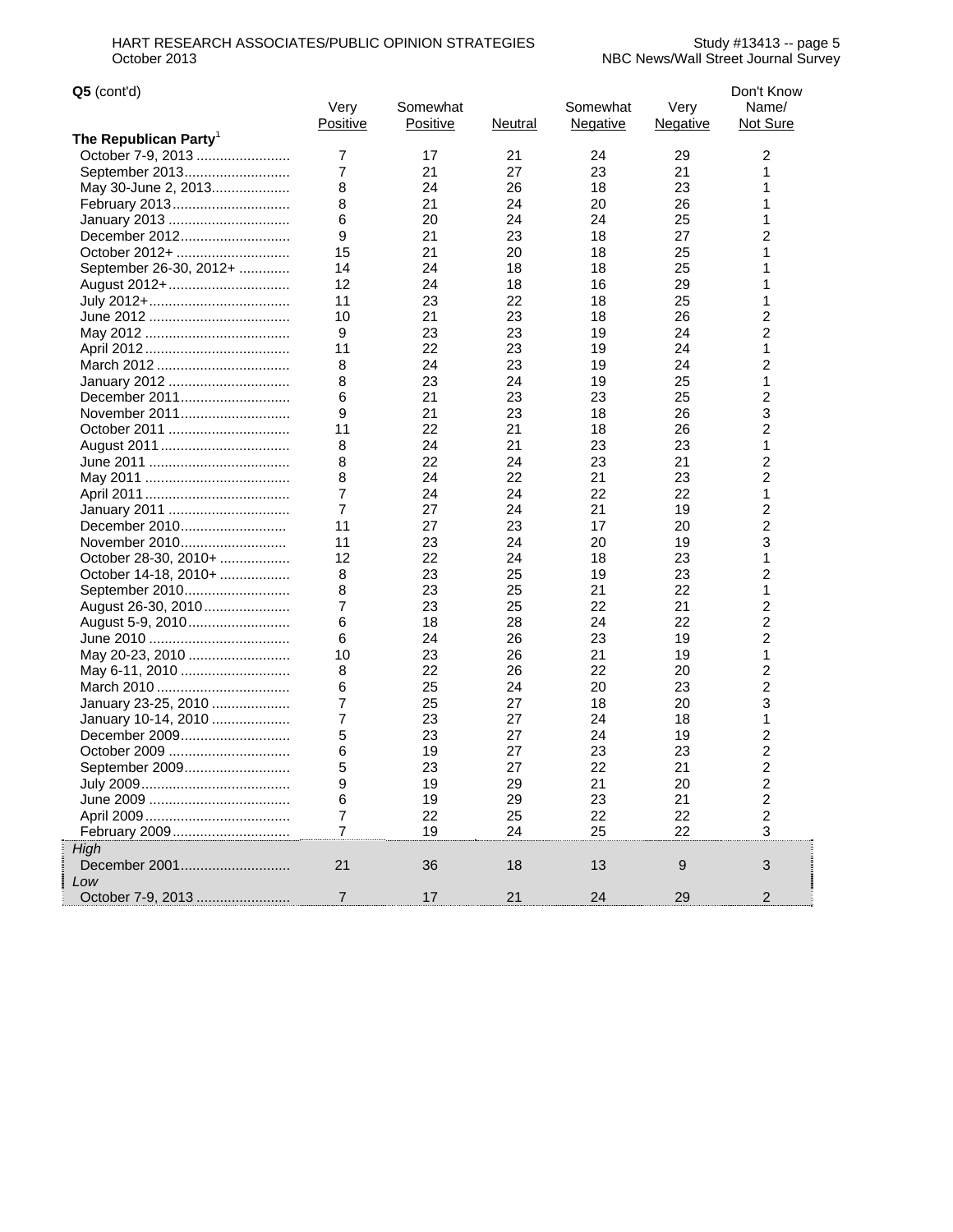**Q5** (cont'd)

| | Very Positive | Somewhat Positive | Neutral | Somewhat Negative | Very Negative | Don't Know Name/ Not Sure |
|---|---|---|---|---|---|---|
| **The Republican Party**[1] | | | | | | |
| October 7-9, 2013 | 7 | 17 | 21 | 24 | 29 | 2 |
| September 2013 | 7 | 21 | 27 | 23 | 21 | 1 |
| May 30-June 2, 2013 | 8 | 24 | 26 | 18 | 23 | 1 |
| February 2013 | 8 | 21 | 24 | 20 | 26 | 1 |
| January 2013 | 6 | 20 | 24 | 24 | 25 | 1 |
| December 2012 | 9 | 21 | 23 | 18 | 27 | 2 |
| October 2012+ | 15 | 21 | 20 | 18 | 25 | 1 |
| September 26-30, 2012+ | 14 | 24 | 18 | 18 | 25 | 1 |
| August 2012+ | 12 | 24 | 18 | 16 | 29 | 1 |
| July 2012+ | 11 | 23 | 22 | 18 | 25 | 1 |
| June 2012 | 10 | 21 | 23 | 18 | 26 | 2 |
| May 2012 | 9 | 23 | 23 | 19 | 24 | 2 |
| April 2012 | 11 | 22 | 23 | 19 | 24 | 1 |
| March 2012 | 8 | 24 | 23 | 19 | 24 | 2 |
| January 2012 | 8 | 23 | 24 | 19 | 25 | 1 |
| December 2011 | 6 | 21 | 23 | 23 | 25 | 2 |
| November 2011 | 9 | 21 | 23 | 18 | 26 | 3 |
| October 2011 | 11 | 22 | 21 | 18 | 26 | 2 |
| August 2011 | 8 | 24 | 21 | 23 | 23 | 1 |
| June 2011 | 8 | 22 | 24 | 23 | 21 | 2 |
| May 2011 | 8 | 24 | 22 | 21 | 23 | 2 |
| April 2011 | 7 | 24 | 24 | 22 | 22 | 1 |
| January 2011 | 7 | 27 | 24 | 21 | 19 | 2 |
| December 2010 | 11 | 27 | 23 | 17 | 20 | 2 |
| November 2010 | 11 | 23 | 24 | 20 | 19 | 3 |
| October 28-30, 2010+ | 12 | 22 | 24 | 18 | 23 | 1 |
| October 14-18, 2010+ | 8 | 23 | 25 | 19 | 23 | 2 |
| September 2010 | 8 | 23 | 25 | 21 | 22 | 1 |
| August 26-30, 2010 | 7 | 23 | 25 | 22 | 21 | 2 |
| August 5-9, 2010 | 6 | 18 | 28 | 24 | 22 | 2 |
| June 2010 | 6 | 24 | 26 | 23 | 19 | 2 |
| May 20-23, 2010 | 10 | 23 | 26 | 21 | 19 | 1 |
| May 6-11, 2010 | 8 | 22 | 26 | 22 | 20 | 2 |
| March 2010 | 6 | 25 | 24 | 20 | 23 | 2 |
| January 23-25, 2010 | 7 | 25 | 27 | 18 | 20 | 3 |
| January 10-14, 2010 | 7 | 23 | 27 | 24 | 18 | 1 |
| December 2009 | 5 | 23 | 27 | 24 | 19 | 2 |
| October 2009 | 6 | 19 | 27 | 23 | 23 | 2 |
| September 2009 | 5 | 23 | 27 | 22 | 21 | 2 |
| July 2009 | 9 | 19 | 29 | 21 | 20 | 2 |
| June 2009 | 6 | 19 | 29 | 23 | 21 | 2 |
| April 2009 | 7 | 22 | 25 | 22 | 22 | 2 |
| February 2009 | 7 | 19 | 24 | 25 | 22 | 3 |
| *High* | | | | | | |
| December 2001 | 21 | 36 | 18 | 13 | 9 | 3 |
| *Low* | | | | | | |
| October 7-9, 2013 | 7 | 17 | 21 | 24 | 29 | 2 |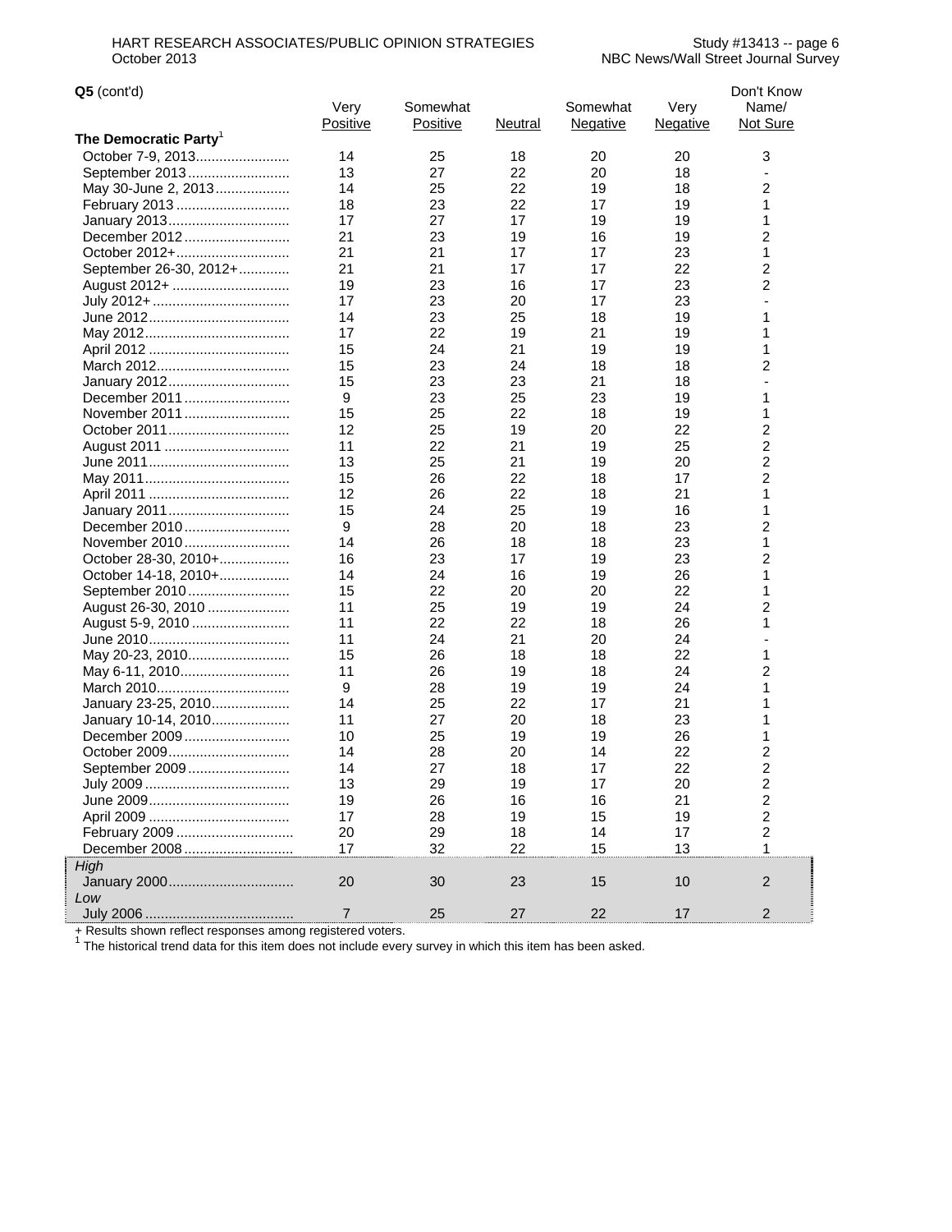**Q5** (cont'd)

| | Very Positive | Somewhat Positive | Neutral | Somewhat Negative | Very Negative | Don't Know Name/ Not Sure |
|---|---|---|---|---|---|---|
| **The Democratic Party**[1] | | | | | | |
| October 7-9, 2013 | 14 | 25 | 18 | 20 | 20 | 3 |
| September 2013 | 13 | 27 | 22 | 20 | 18 | - |
| May 30-June 2, 2013 | 14 | 25 | 22 | 19 | 18 | 2 |
| February 2013 | 18 | 23 | 22 | 17 | 19 | 1 |
| January 2013 | 17 | 27 | 17 | 19 | 19 | 1 |
| December 2012 | 21 | 23 | 19 | 16 | 19 | 2 |
| October 2012+ | 21 | 21 | 17 | 17 | 23 | 1 |
| September 26-30, 2012+ | 21 | 21 | 17 | 17 | 22 | 2 |
| August 2012+ | 19 | 23 | 16 | 17 | 23 | 2 |
| July 2012+ | 17 | 23 | 20 | 17 | 23 | - |
| June 2012 | 14 | 23 | 25 | 18 | 19 | 1 |
| May 2012 | 17 | 22 | 19 | 21 | 19 | 1 |
| April 2012 | 15 | 24 | 21 | 19 | 19 | 1 |
| March 2012 | 15 | 23 | 24 | 18 | 18 | 2 |
| January 2012 | 15 | 23 | 23 | 21 | 18 | - |
| December 2011 | 9 | 23 | 25 | 23 | 19 | 1 |
| November 2011 | 15 | 25 | 22 | 18 | 19 | 1 |
| October 2011 | 12 | 25 | 19 | 20 | 22 | 2 |
| August 2011 | 11 | 22 | 21 | 19 | 25 | 2 |
| June 2011 | 13 | 25 | 21 | 19 | 20 | 2 |
| May 2011 | 15 | 26 | 22 | 18 | 17 | 2 |
| April 2011 | 12 | 26 | 22 | 18 | 21 | 1 |
| January 2011 | 15 | 24 | 25 | 19 | 16 | 1 |
| December 2010 | 9 | 28 | 20 | 18 | 23 | 2 |
| November 2010 | 14 | 26 | 18 | 18 | 23 | 1 |
| October 28-30, 2010+ | 16 | 23 | 17 | 19 | 23 | 2 |
| October 14-18, 2010+ | 14 | 24 | 16 | 19 | 26 | 1 |
| September 2010 | 15 | 22 | 20 | 20 | 22 | 1 |
| August 26-30, 2010 | 11 | 25 | 19 | 19 | 24 | 2 |
| August 5-9, 2010 | 11 | 22 | 22 | 18 | 26 | 1 |
| June 2010 | 11 | 24 | 21 | 20 | 24 | - |
| May 20-23, 2010 | 15 | 26 | 18 | 18 | 22 | 1 |
| May 6-11, 2010 | 11 | 26 | 19 | 18 | 24 | 2 |
| March 2010 | 9 | 28 | 19 | 19 | 24 | 1 |
| January 23-25, 2010 | 14 | 25 | 22 | 17 | 21 | 1 |
| January 10-14, 2010 | 11 | 27 | 20 | 18 | 23 | 1 |
| December 2009 | 10 | 25 | 19 | 19 | 26 | 1 |
| October 2009 | 14 | 28 | 20 | 14 | 22 | 2 |
| September 2009 | 14 | 27 | 18 | 17 | 22 | 2 |
| July 2009 | 13 | 29 | 19 | 17 | 20 | 2 |
| June 2009 | 19 | 26 | 16 | 16 | 21 | 2 |
| April 2009 | 17 | 28 | 19 | 15 | 19 | 2 |
| February 2009 | 20 | 29 | 18 | 14 | 17 | 2 |
| December 2008 | 17 | 32 | 22 | 15 | 13 | 1 |
| *High* | | | | | | |
| January 2000 | 20 | 30 | 23 | 15 | 10 | 2 |
| *Low* | | | | | | |
| July 2006 | 7 | 25 | 27 | 22 | 17 | 2 |

+ Results shown reflect responses among registered voters.
[1] The historical trend data for this item does not include every survey in which this item has been asked.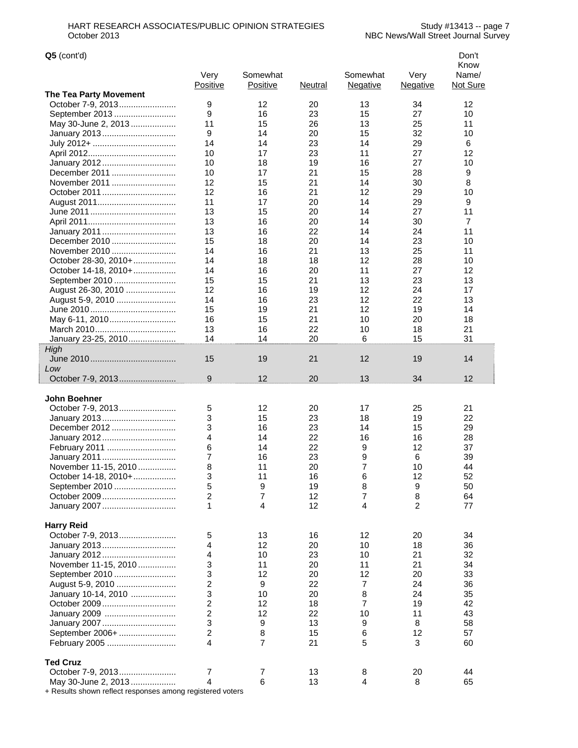**Q5** (cont'd)

| | Very Positive | Somewhat Positive | Neutral | Somewhat Negative | Very Negative | Don't Know Name/ Not Sure |
|---|---|---|---|---|---|---|
| **The Tea Party Movement** | | | | | | |
| October 7-9, 2013 | 9 | 12 | 20 | 13 | 34 | 12 |
| September 2013 | 9 | 16 | 23 | 15 | 27 | 10 |
| May 30-June 2, 2013 | 11 | 15 | 26 | 13 | 25 | 11 |
| January 2013 | 9 | 14 | 20 | 15 | 32 | 10 |
| July 2012+ | 14 | 14 | 23 | 14 | 29 | 6 |
| April 2012 | 10 | 17 | 23 | 11 | 27 | 12 |
| January 2012 | 10 | 18 | 19 | 16 | 27 | 10 |
| December 2011 | 10 | 17 | 21 | 15 | 28 | 9 |
| November 2011 | 12 | 15 | 21 | 14 | 30 | 8 |
| October 2011 | 12 | 16 | 21 | 12 | 29 | 10 |
| August 2011 | 11 | 17 | 20 | 14 | 29 | 9 |
| June 2011 | 13 | 15 | 20 | 14 | 27 | 11 |
| April 2011 | 13 | 16 | 20 | 14 | 30 | 7 |
| January 2011 | 13 | 16 | 22 | 14 | 24 | 11 |
| December 2010 | 15 | 18 | 20 | 14 | 23 | 10 |
| November 2010 | 14 | 16 | 21 | 13 | 25 | 11 |
| October 28-30, 2010+ | 14 | 18 | 18 | 12 | 28 | 10 |
| October 14-18, 2010+ | 14 | 16 | 20 | 11 | 27 | 12 |
| September 2010 | 15 | 15 | 21 | 13 | 23 | 13 |
| August 26-30, 2010 | 12 | 16 | 19 | 12 | 24 | 17 |
| August 5-9, 2010 | 14 | 16 | 23 | 12 | 22 | 13 |
| June 2010 | 15 | 19 | 21 | 12 | 19 | 14 |
| May 6-11, 2010 | 16 | 15 | 21 | 10 | 20 | 18 |
| March 2010 | 13 | 16 | 22 | 10 | 18 | 21 |
| January 23-25, 2010 | 14 | 14 | 20 | 6 | 15 | 31 |
| *High* | | | | | | |
| June 2010 | 15 | 19 | 21 | 12 | 19 | 14 |
| *Low* | | | | | | |
| October 7-9, 2013 | 9 | 12 | 20 | 13 | 34 | 12 |
| **John Boehner** | | | | | | |
| October 7-9, 2013 | 5 | 12 | 20 | 17 | 25 | 21 |
| January 2013 | 3 | 15 | 23 | 18 | 19 | 22 |
| December 2012 | 3 | 16 | 23 | 14 | 15 | 29 |
| January 2012 | 4 | 14 | 22 | 16 | 16 | 28 |
| February 2011 | 6 | 14 | 22 | 9 | 12 | 37 |
| January 2011 | 7 | 16 | 23 | 9 | 6 | 39 |
| November 11-15, 2010 | 8 | 11 | 20 | 7 | 10 | 44 |
| October 14-18, 2010+ | 3 | 11 | 16 | 6 | 12 | 52 |
| September 2010 | 5 | 9 | 19 | 8 | 9 | 50 |
| October 2009 | 2 | 7 | 12 | 7 | 8 | 64 |
| January 2007 | 1 | 4 | 12 | 4 | 2 | 77 |
| **Harry Reid** | | | | | | |
| October 7-9, 2013 | 5 | 13 | 16 | 12 | 20 | 34 |
| January 2013 | 4 | 12 | 20 | 10 | 18 | 36 |
| January 2012 | 4 | 10 | 23 | 10 | 21 | 32 |
| November 11-15, 2010 | 3 | 11 | 20 | 11 | 21 | 34 |
| September 2010 | 3 | 12 | 20 | 12 | 20 | 33 |
| August 5-9, 2010 | 2 | 9 | 22 | 7 | 24 | 36 |
| January 10-14, 2010 | 3 | 10 | 20 | 8 | 24 | 35 |
| October 2009 | 2 | 12 | 18 | 7 | 19 | 42 |
| January 2009 | 2 | 12 | 22 | 10 | 11 | 43 |
| January 2007 | 3 | 9 | 13 | 9 | 8 | 58 |
| September 2006+ | 2 | 8 | 15 | 6 | 12 | 57 |
| February 2005 | 4 | 7 | 21 | 5 | 3 | 60 |
| **Ted Cruz** | | | | | | |
| October 7-9, 2013 | 7 | 7 | 13 | 8 | 20 | 44 |
| May 30-June 2, 2013 | 4 | 6 | 13 | 4 | 8 | 65 |

+ Results shown reflect responses among registered voters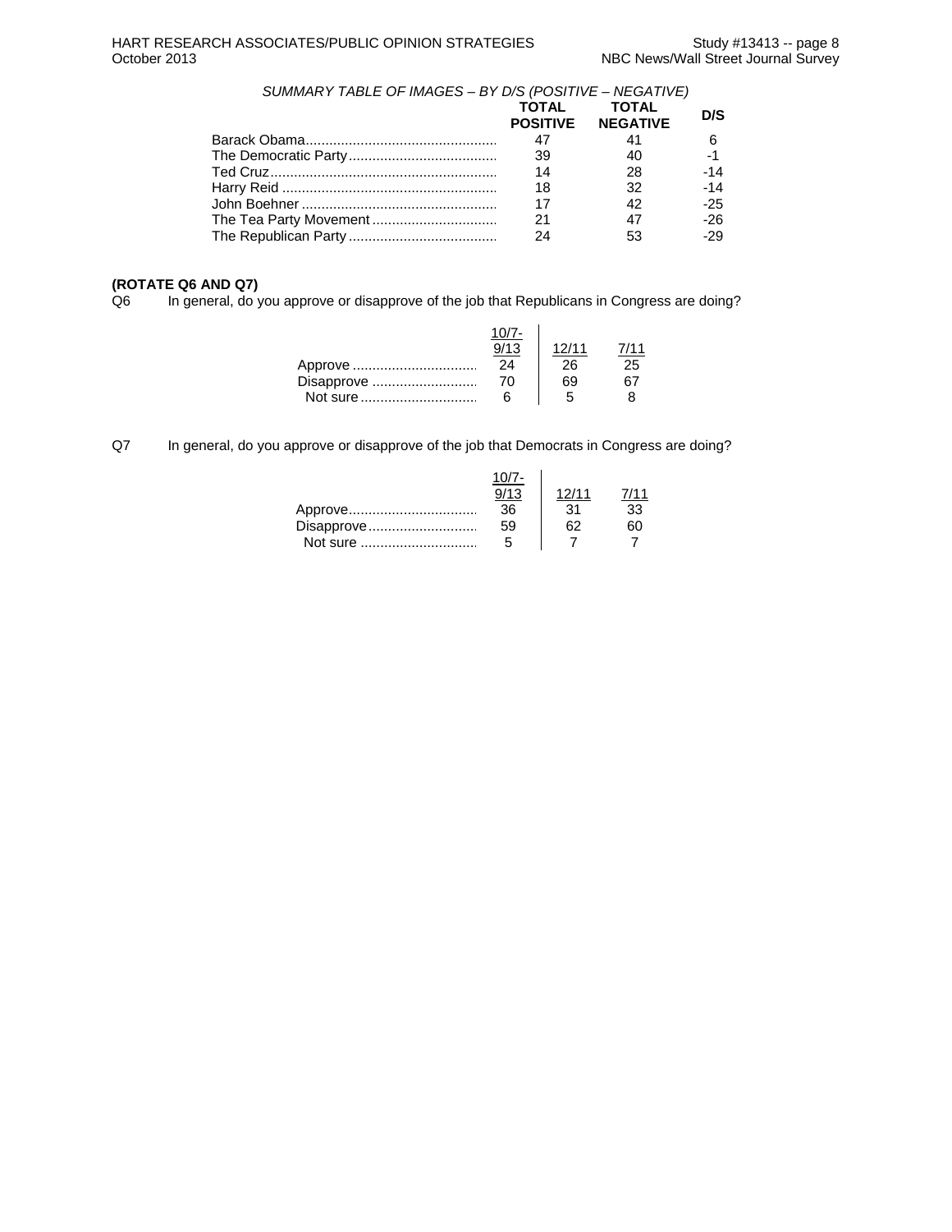*SUMMARY TABLE OF IMAGES – BY D/S (POSITIVE – NEGATIVE)*

| | TOTAL POSITIVE | TOTAL NEGATIVE | D/S |
|---|---|---|---|
| Barack Obama | 47 | 41 | 6 |
| The Democratic Party | 39 | 40 | -1 |
| Ted Cruz | 14 | 28 | -14 |
| Harry Reid | 18 | 32 | -14 |
| John Boehner | 17 | 42 | -25 |
| The Tea Party Movement | 21 | 47 | -26 |
| The Republican Party | 24 | 53 | -29 |

**(ROTATE Q6 AND Q7)**

Q6 In general, do you approve or disapprove of the job that Republicans in Congress are doing?

| | 10/7-9/13 | 12/11 | 7/11 |
|---|---|---|---|
| Approve | 24 | 26 | 25 |
| Disapprove | 70 | 69 | 67 |
| Not sure | 6 | 5 | 8 |

Q7 In general, do you approve or disapprove of the job that Democrats in Congress are doing?

| | 10/7-9/13 | 12/11 | 7/11 |
|---|---|---|---|
| Approve | 36 | 31 | 33 |
| Disapprove | 59 | 62 | 60 |
| Not sure | 5 | 7 | 7 |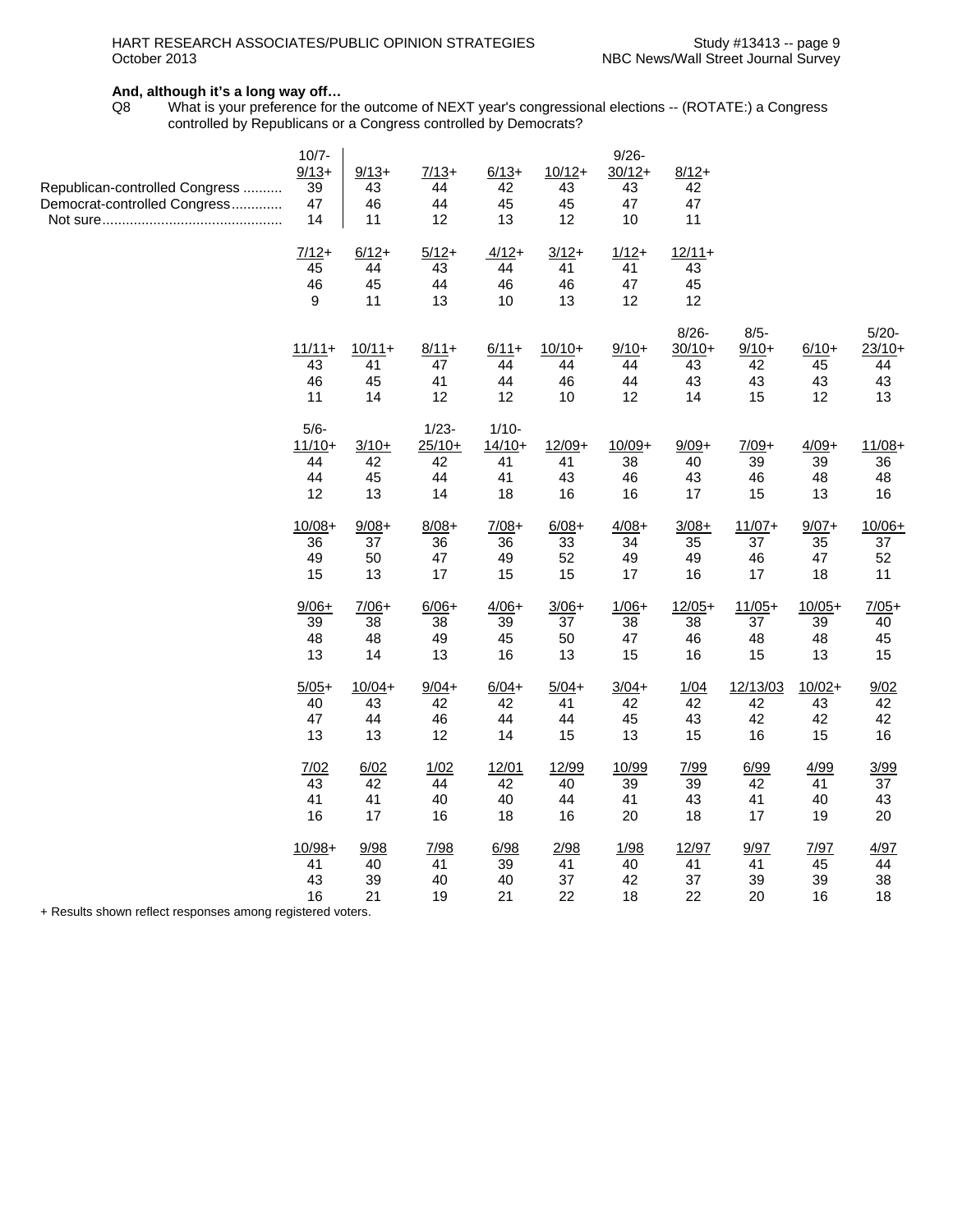**And, although it's a long way off…**

Q8 What is your preference for the outcome of NEXT year's congressional elections -- (ROTATE:) a Congress controlled by Republicans or a Congress controlled by Democrats?

| | 10/7-9/13+ | 9/13+ | 7/13+ | 6/13+ | 10/12+ | 9/26-30/12+ | 8/12+ | | | |
|---|---|---|---|---|---|---|---|---|---|---|
| Republican-controlled Congress | 39 | 43 | 44 | 42 | 43 | 43 | 42 | | | |
| Democrat-controlled Congress | 47 | 46 | 44 | 45 | 45 | 47 | 47 | | | |
| Not sure | 14 | 11 | 12 | 13 | 12 | 10 | 11 | | | |
| | **7/12+** | **6/12+** | **5/12+** | **4/12+** | **3/12+** | **1/12+** | **12/11+** | | | |
| | 45 | 44 | 43 | 44 | 41 | 41 | 43 | | | |
| | 46 | 45 | 44 | 46 | 46 | 47 | 45 | | | |
| | 9 | 11 | 13 | 10 | 13 | 12 | 12 | | | |
| | **11/11+** | **10/11+** | **8/11+** | **6/11+** | **10/10+** | **9/10+** | **8/26-30/10+** | **8/5-9/10+** | **6/10+** | **5/20-23/10+** |
| | 43 | 41 | 47 | 44 | 44 | 44 | 43 | 42 | 45 | 44 |
| | 46 | 45 | 41 | 44 | 46 | 44 | 43 | 43 | 43 | 43 |
| | 11 | 14 | 12 | 12 | 10 | 12 | 14 | 15 | 12 | 13 |
| | **5/6-11/10+** | **3/10+** | **1/23-25/10+** | **1/10-14/10+** | **12/09+** | **10/09+** | **9/09+** | **7/09+** | **4/09+** | **11/08+** |
| | 44 | 42 | 42 | 41 | 41 | 38 | 40 | 39 | 39 | 36 |
| | 44 | 45 | 44 | 41 | 43 | 46 | 43 | 46 | 48 | 48 |
| | 12 | 13 | 14 | 18 | 16 | 16 | 17 | 15 | 13 | 16 |
| | **10/08+** | **9/08+** | **8/08+** | **7/08+** | **6/08+** | **4/08+** | **3/08+** | **11/07+** | **9/07+** | **10/06+** |
| | 36 | 37 | 36 | 36 | 33 | 34 | 35 | 37 | 35 | 37 |
| | 49 | 50 | 47 | 49 | 52 | 49 | 49 | 46 | 47 | 52 |
| | 15 | 13 | 17 | 15 | 15 | 17 | 16 | 17 | 18 | 11 |
| | **9/06+** | **7/06+** | **6/06+** | **4/06+** | **3/06+** | **1/06+** | **12/05+** | **11/05+** | **10/05+** | **7/05+** |
| | 39 | 38 | 38 | 39 | 37 | 38 | 38 | 37 | 39 | 40 |
| | 48 | 48 | 49 | 45 | 50 | 47 | 46 | 48 | 48 | 45 |
| | 13 | 14 | 13 | 16 | 13 | 15 | 16 | 15 | 13 | 15 |
| | **5/05+** | **10/04+** | **9/04+** | **6/04+** | **5/04+** | **3/04+** | **1/04** | **12/13/03** | **10/02+** | **9/02** |
| | 40 | 43 | 42 | 42 | 41 | 42 | 42 | 42 | 43 | 42 |
| | 47 | 44 | 46 | 44 | 44 | 45 | 43 | 42 | 42 | 42 |
| | 13 | 13 | 12 | 14 | 15 | 13 | 15 | 16 | 15 | 16 |
| | **7/02** | **6/02** | **1/02** | **12/01** | **12/99** | **10/99** | **7/99** | **6/99** | **4/99** | **3/99** |
| | 43 | 42 | 44 | 42 | 40 | 39 | 39 | 42 | 41 | 37 |
| | 41 | 41 | 40 | 40 | 44 | 41 | 43 | 41 | 40 | 43 |
| | 16 | 17 | 16 | 18 | 16 | 20 | 18 | 17 | 19 | 20 |
| | **10/98+** | **9/98** | **7/98** | **6/98** | **2/98** | **1/98** | **12/97** | **9/97** | **7/97** | **4/97** |
| | 41 | 40 | 41 | 39 | 41 | 40 | 41 | 41 | 45 | 44 |
| | 43 | 39 | 40 | 40 | 37 | 42 | 37 | 39 | 39 | 38 |
| | 16 | 21 | 19 | 21 | 22 | 18 | 22 | 20 | 16 | 18 |

+ Results shown reflect responses among registered voters.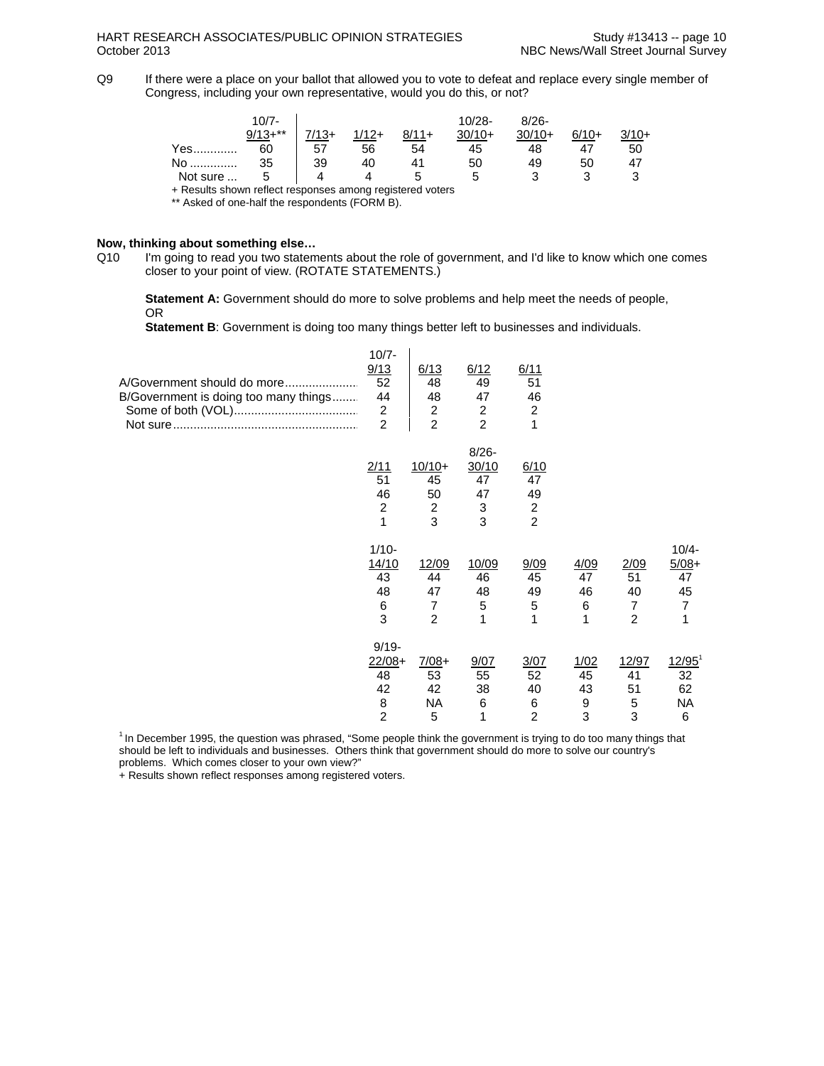Q9 If there were a place on your ballot that allowed you to vote to defeat and replace every single member of Congress, including your own representative, would you do this, or not?

| | 10/7-9/13+** | 7/13+ | 1/12+ | 8/11+ | 10/28-30/10+ | 8/26-30/10+ | 6/10+ | 3/10+ |
|---|---|---|---|---|---|---|---|---|
| Yes | 60 | 57 | 56 | 54 | 45 | 48 | 47 | 50 |
| No | 35 | 39 | 40 | 41 | 50 | 49 | 50 | 47 |
| Not sure | 5 | 4 | 4 | 5 | 5 | 3 | 3 | 3 |

+ Results shown reflect responses among registered voters
** Asked of one-half the respondents (FORM B).

**Now, thinking about something else…**

Q10 I'm going to read you two statements about the role of government, and I'd like to know which one comes closer to your point of view. (ROTATE STATEMENTS.)

**Statement A:** Government should do more to solve problems and help meet the needs of people,
OR
**Statement B**: Government is doing too many things better left to businesses and individuals.

| | 10/7-9/13 | 6/13 | 6/12 | 6/11 |
|---|---|---|---|---|
| A/Government should do more | 52 | 48 | 49 | 51 |
| B/Government is doing too many things | 44 | 48 | 47 | 46 |
| Some of both (VOL) | 2 | 2 | 2 | 2 |
| Not sure | 2 | 2 | 2 | 1 |

| | 2/11 | 10/10+ | 8/26-30/10 | 6/10 |
|---|---|---|---|---|
| A/Government should do more | 51 | 45 | 47 | 47 |
| B/Government is doing too many things | 46 | 50 | 47 | 49 |
| Some of both (VOL) | 2 | 2 | 3 | 2 |
| Not sure | 1 | 3 | 3 | 2 |

| | 1/10-14/10 | 12/09 | 10/09 | 9/09 | 4/09 | 2/09 | 10/4-5/08+ |
|---|---|---|---|---|---|---|---|
| A/Government should do more | 43 | 44 | 46 | 45 | 47 | 51 | 47 |
| B/Government is doing too many things | 48 | 47 | 48 | 49 | 46 | 40 | 45 |
| Some of both (VOL) | 6 | 7 | 5 | 5 | 6 | 7 | 7 |
| Not sure | 3 | 2 | 1 | 1 | 1 | 2 | 1 |

| | 9/19-22/08+ | 7/08+ | 9/07 | 3/07 | 1/02 | 12/97 | 12/95[1] |
|---|---|---|---|---|---|---|---|
| A/Government should do more | 48 | 53 | 55 | 52 | 45 | 41 | 32 |
| B/Government is doing too many things | 42 | 42 | 38 | 40 | 43 | 51 | 62 |
| Some of both (VOL) | 8 | NA | 6 | 6 | 9 | 5 | NA |
| Not sure | 2 | 5 | 1 | 2 | 3 | 3 | 6 |

[1] In December 1995, the question was phrased, "Some people think the government is trying to do too many things that should be left to individuals and businesses. Others think that government should do more to solve our country's problems. Which comes closer to your own view?"

+ Results shown reflect responses among registered voters.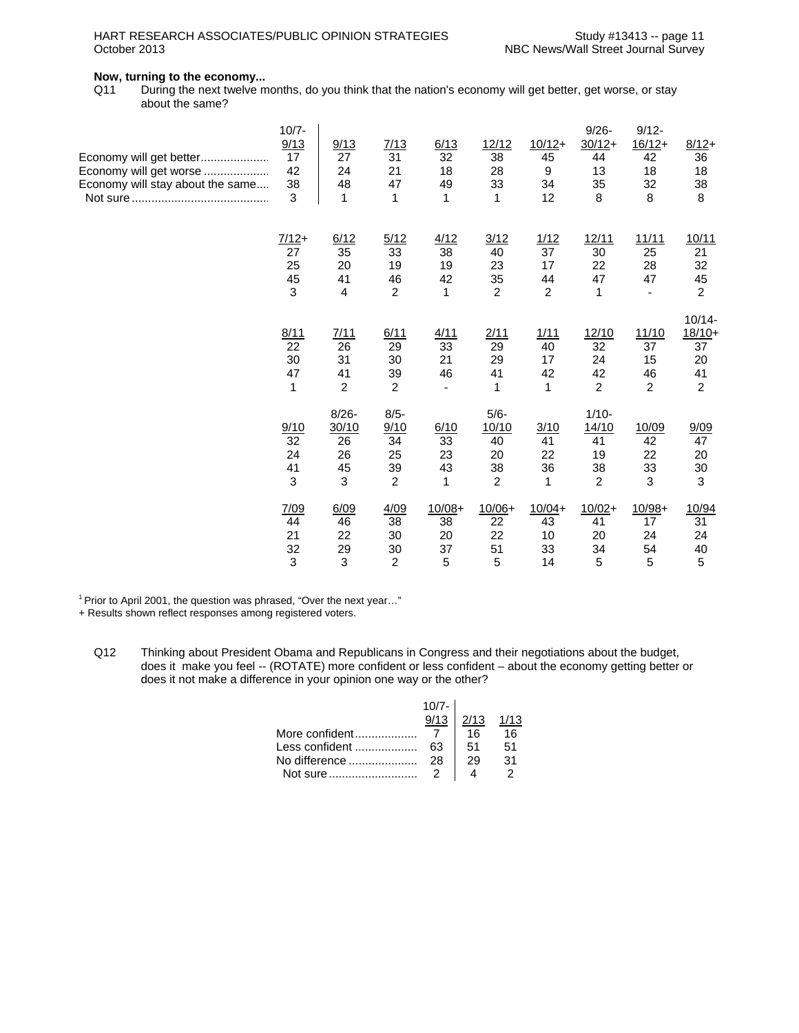**Now, turning to the economy...**

Q11 During the next twelve months, do you think that the nation's economy will get better, get worse, or stay about the same?

| | 10/7-9/13 | 9/13 | 7/13 | 6/13 | 12/12 | 10/12+ | 9/26-30/12+ | 9/12-16/12+ | 8/12+ |
|---|---|---|---|---|---|---|---|---|---|
| Economy will get better | 17 | 27 | 31 | 32 | 38 | 45 | 44 | 42 | 36 |
| Economy will get worse | 42 | 24 | 21 | 18 | 28 | 9 | 13 | 18 | 18 |
| Economy will stay about the same | 38 | 48 | 47 | 49 | 33 | 34 | 35 | 32 | 38 |
| Not sure | 3 | 1 | 1 | 1 | 1 | 12 | 8 | 8 | 8 |

| | 7/12+ | 6/12 | 5/12 | 4/12 | 3/12 | 1/12 | 12/11 | 11/11 | 10/11 |
|---|---|---|---|---|---|---|---|---|---|
| Economy will get better | 27 | 35 | 33 | 38 | 40 | 37 | 30 | 25 | 21 |
| Economy will get worse | 25 | 20 | 19 | 19 | 23 | 17 | 22 | 28 | 32 |
| Economy will stay about the same | 45 | 41 | 46 | 42 | 35 | 44 | 47 | 47 | 45 |
| Not sure | 3 | 4 | 2 | 1 | 2 | 2 | 1 | - | 2 |

| | 8/11 | 7/11 | 6/11 | 4/11 | 2/11 | 1/11 | 12/10 | 11/10 | 10/14-18/10+ |
|---|---|---|---|---|---|---|---|---|---|
| Economy will get better | 22 | 26 | 29 | 33 | 29 | 40 | 32 | 37 | 37 |
| Economy will get worse | 30 | 31 | 30 | 21 | 29 | 17 | 24 | 15 | 20 |
| Economy will stay about the same | 47 | 41 | 39 | 46 | 41 | 42 | 42 | 46 | 41 |
| Not sure | 1 | 2 | 2 | - | 1 | 1 | 2 | 2 | 2 |

| | 9/10 | 8/26-30/10 | 8/5-9/10 | 6/10 | 5/6-10/10 | 3/10 | 1/10-14/10 | 10/09 | 9/09 |
|---|---|---|---|---|---|---|---|---|---|
| Economy will get better | 32 | 26 | 34 | 33 | 40 | 41 | 41 | 42 | 47 |
| Economy will get worse | 24 | 26 | 25 | 23 | 20 | 22 | 19 | 22 | 20 |
| Economy will stay about the same | 41 | 45 | 39 | 43 | 38 | 36 | 38 | 33 | 30 |
| Not sure | 3 | 3 | 2 | 1 | 2 | 1 | 2 | 3 | 3 |

| | 7/09 | 6/09 | 4/09 | 10/08+ | 10/06+ | 10/04+ | 10/02+ | 10/98+ | 10/94 |
|---|---|---|---|---|---|---|---|---|---|
| Economy will get better | 44 | 46 | 38 | 38 | 22 | 43 | 41 | 17 | 31 |
| Economy will get worse | 21 | 22 | 30 | 20 | 22 | 10 | 20 | 24 | 24 |
| Economy will stay about the same | 32 | 29 | 30 | 37 | 51 | 33 | 34 | 54 | 40 |
| Not sure | 3 | 3 | 2 | 5 | 5 | 14 | 5 | 5 | 5 |

[1] Prior to April 2001, the question was phrased, "Over the next year…"

+ Results shown reflect responses among registered voters.

Q12 Thinking about President Obama and Republicans in Congress and their negotiations about the budget, does it make you feel -- (ROTATE) more confident or less confident – about the economy getting better or does it not make a difference in your opinion one way or the other?

| | 10/7-9/13 | 2/13 | 1/13 |
|---|---|---|---|
| More confident | 7 | 16 | 16 |
| Less confident | 63 | 51 | 51 |
| No difference | 28 | 29 | 31 |
| Not sure | 2 | 4 | 2 |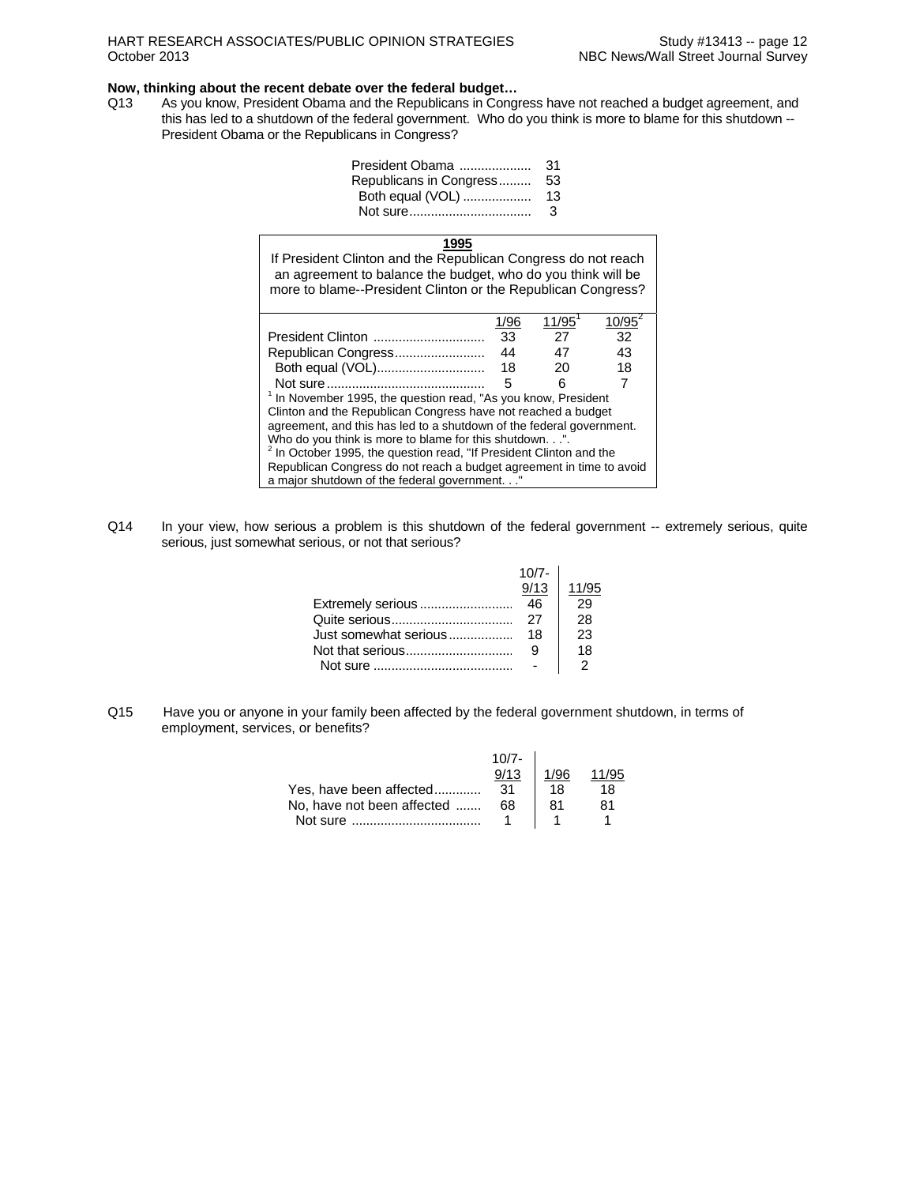**Now, thinking about the recent debate over the federal budget…**

Q13 As you know, President Obama and the Republicans in Congress have not reached a budget agreement, and this has led to a shutdown of the federal government. Who do you think is more to blame for this shutdown -- President Obama or the Republicans in Congress?

| | |
|---|---|
| President Obama | 31 |
| Republicans in Congress | 53 |
| Both equal (VOL) | 13 |
| Not sure | 3 |

**1995**

If President Clinton and the Republican Congress do not reach an agreement to balance the budget, who do you think will be more to blame--President Clinton or the Republican Congress?

| | 1/96 | 11/95[1] | 10/95[2] |
|---|---|---|---|
| President Clinton | 33 | 27 | 32 |
| Republican Congress | 44 | 47 | 43 |
| Both equal (VOL) | 18 | 20 | 18 |
| Not sure | 5 | 6 | 7 |

[1] In November 1995, the question read, "As you know, President Clinton and the Republican Congress have not reached a budget agreement, and this has led to a shutdown of the federal government. Who do you think is more to blame for this shutdown. . .".
[2] In October 1995, the question read, "If President Clinton and the Republican Congress do not reach a budget agreement in time to avoid a major shutdown of the federal government. . ."

Q14 In your view, how serious a problem is this shutdown of the federal government -- extremely serious, quite serious, just somewhat serious, or not that serious?

| | 10/7-9/13 | 11/95 |
|---|---|---|
| Extremely serious | 46 | 29 |
| Quite serious | 27 | 28 |
| Just somewhat serious | 18 | 23 |
| Not that serious | 9 | 18 |
| Not sure | - | 2 |

Q15 Have you or anyone in your family been affected by the federal government shutdown, in terms of employment, services, or benefits?

| | 10/7-9/13 | 1/96 | 11/95 |
|---|---|---|---|
| Yes, have been affected | 31 | 18 | 18 |
| No, have not been affected | 68 | 81 | 81 |
| Not sure | 1 | 1 | 1 |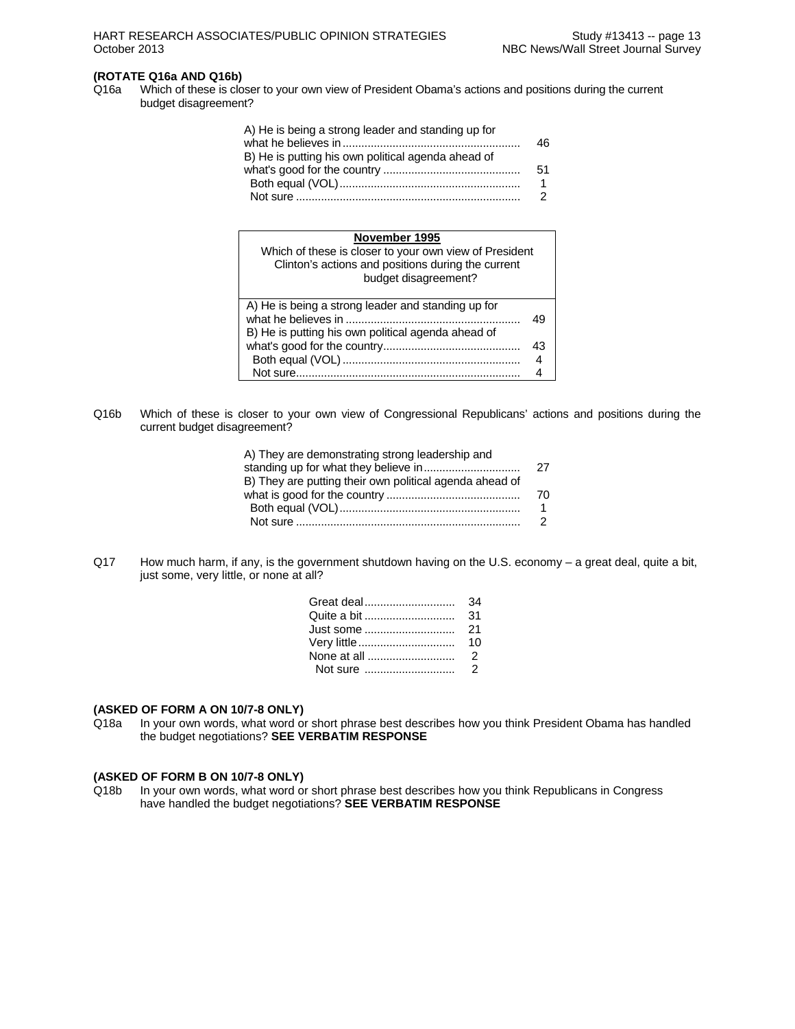**(ROTATE Q16a AND Q16b)**

Q16a Which of these is closer to your own view of President Obama's actions and positions during the current budget disagreement?

| | |
|---|---|
| A) He is being a strong leader and standing up for what he believes in | 46 |
| B) He is putting his own political agenda ahead of what's good for the country | 51 |
| Both equal (VOL) | 1 |
| Not sure | 2 |

| **November 1995** Which of these is closer to your own view of President Clinton's actions and positions during the current budget disagreement? | |
|---|---|
| A) He is being a strong leader and standing up for what he believes in | 49 |
| B) He is putting his own political agenda ahead of what's good for the country | 43 |
| Both equal (VOL) | 4 |
| Not sure | 4 |

Q16b Which of these is closer to your own view of Congressional Republicans' actions and positions during the current budget disagreement?

| | |
|---|---|
| A) They are demonstrating strong leadership and standing up for what they believe in | 27 |
| B) They are putting their own political agenda ahead of what is good for the country | 70 |
| Both equal (VOL) | 1 |
| Not sure | 2 |

Q17 How much harm, if any, is the government shutdown having on the U.S. economy – a great deal, quite a bit, just some, very little, or none at all?

| | |
|---|---|
| Great deal | 34 |
| Quite a bit | 31 |
| Just some | 21 |
| Very little | 10 |
| None at all | 2 |
| Not sure | 2 |

**(ASKED OF FORM A ON 10/7-8 ONLY)**

Q18a In your own words, what word or short phrase best describes how you think President Obama has handled the budget negotiations? **SEE VERBATIM RESPONSE**

**(ASKED OF FORM B ON 10/7-8 ONLY)**

Q18b In your own words, what word or short phrase best describes how you think Republicans in Congress have handled the budget negotiations? **SEE VERBATIM RESPONSE**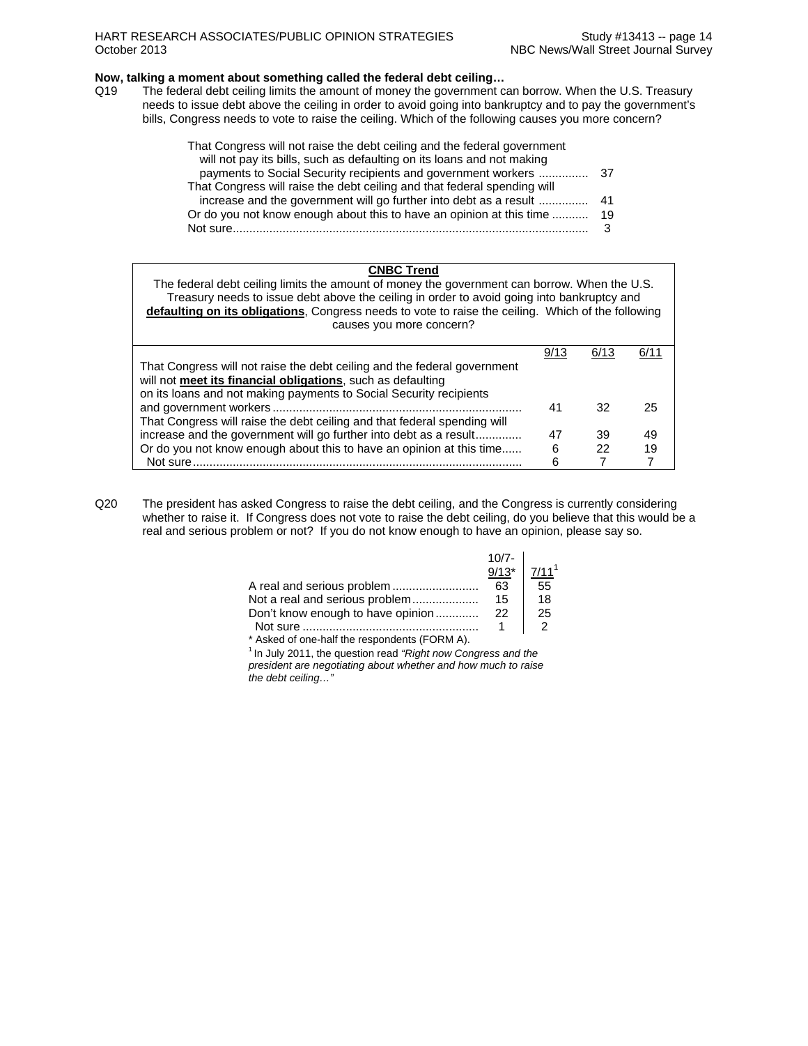**Now, talking a moment about something called the federal debt ceiling…**

Q19 The federal debt ceiling limits the amount of money the government can borrow. When the U.S. Treasury needs to issue debt above the ceiling in order to avoid going into bankruptcy and to pay the government's bills, Congress needs to vote to raise the ceiling. Which of the following causes you more concern?

| | |
|---|---|
| That Congress will not raise the debt ceiling and the federal government will not pay its bills, such as defaulting on its loans and not making payments to Social Security recipients and government workers | 37 |
| That Congress will raise the debt ceiling and that federal spending will increase and the government will go further into debt as a result | 41 |
| Or do you not know enough about this to have an opinion at this time | 19 |
| Not sure | 3 |

**CNBC Trend**

The federal debt ceiling limits the amount of money the government can borrow. When the U.S. Treasury needs to issue debt above the ceiling in order to avoid going into bankruptcy and **defaulting on its obligations**, Congress needs to vote to raise the ceiling. Which of the following causes you more concern?

| | 9/13 | 6/13 | 6/11 |
|---|---|---|---|
| That Congress will not raise the debt ceiling and the federal government will not **meet its financial obligations**, such as defaulting on its loans and not making payments to Social Security recipients and government workers | 41 | 32 | 25 |
| That Congress will raise the debt ceiling and that federal spending will increase and the government will go further into debt as a result | 47 | 39 | 49 |
| Or do you not know enough about this to have an opinion at this time | 6 | 22 | 19 |
| Not sure | 6 | 7 | 7 |

Q20 The president has asked Congress to raise the debt ceiling, and the Congress is currently considering whether to raise it. If Congress does not vote to raise the debt ceiling, do you believe that this would be a real and serious problem or not? If you do not know enough to have an opinion, please say so.

| | 10/7-9/13* | 7/11[1] |
|---|---|---|
| A real and serious problem | 63 | 55 |
| Not a real and serious problem | 15 | 18 |
| Don't know enough to have opinion | 22 | 25 |
| Not sure | 1 | 2 |

\* Asked of one-half the respondents (FORM A).

[1] In July 2011, the question read *"Right now Congress and the president are negotiating about whether and how much to raise the debt ceiling…"*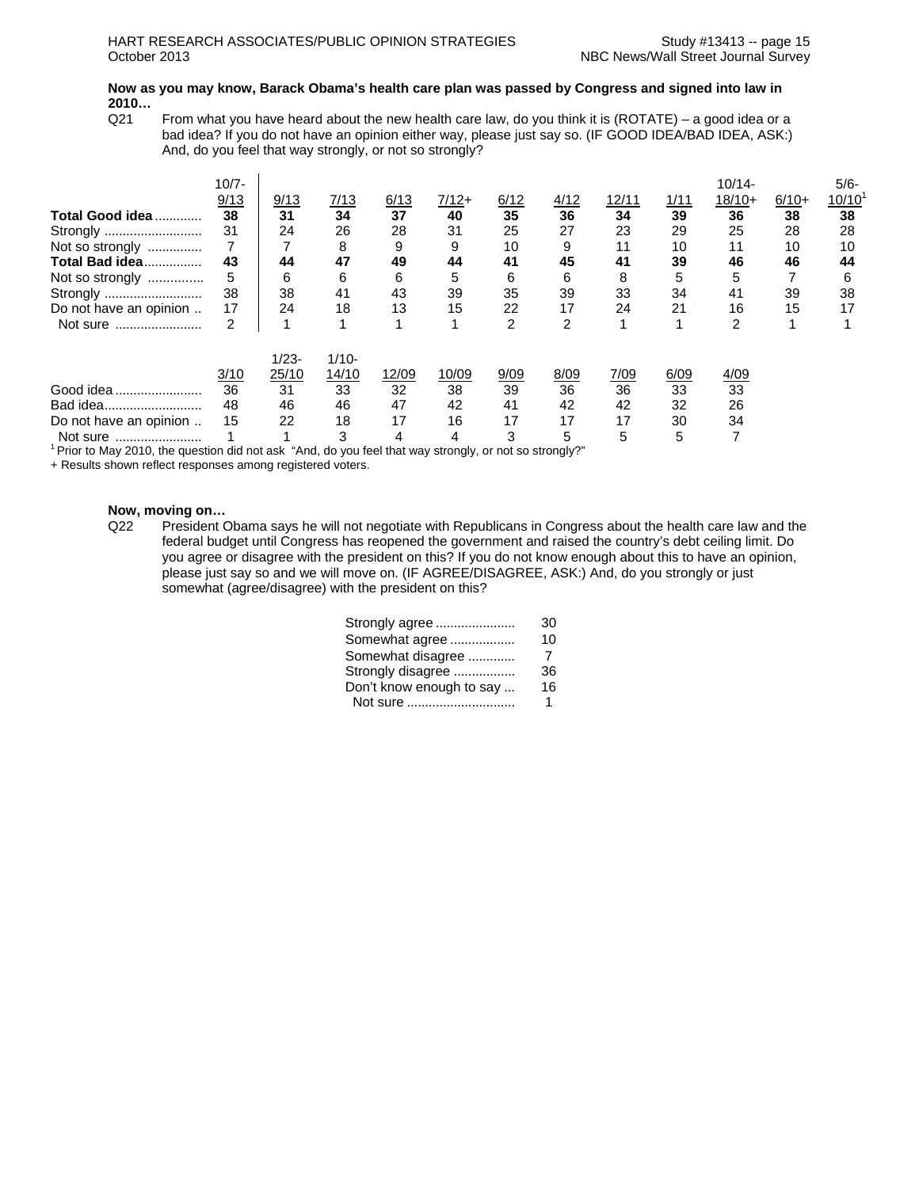**Now as you may know, Barack Obama's health care plan was passed by Congress and signed into law in 2010…**

Q21 From what you have heard about the new health care law, do you think it is (ROTATE) – a good idea or a bad idea? If you do not have an opinion either way, please just say so. (IF GOOD IDEA/BAD IDEA, ASK:) And, do you feel that way strongly, or not so strongly?

| | 10/7-9/13 | 9/13 | 7/13 | 6/13 | 7/12+ | 6/12 | 4/12 | 12/11 | 1/11 | 10/14-18/10+ | 6/10+ | 5/6-10/10[1] |
|---|---|---|---|---|---|---|---|---|---|---|---|---|
| **Total Good idea** | **38** | **31** | **34** | **37** | **40** | **35** | **36** | **34** | **39** | **36** | **38** | **38** |
| Strongly | 31 | 24 | 26 | 28 | 31 | 25 | 27 | 23 | 29 | 25 | 28 | 28 |
| Not so strongly | 7 | 7 | 8 | 9 | 9 | 10 | 9 | 11 | 10 | 11 | 10 | 10 |
| **Total Bad idea** | **43** | **44** | **47** | **49** | **44** | **41** | **45** | **41** | **39** | **46** | **46** | **44** |
| Not so strongly | 5 | 6 | 6 | 6 | 5 | 6 | 6 | 8 | 5 | 5 | 7 | 6 |
| Strongly | 38 | 38 | 41 | 43 | 39 | 35 | 39 | 33 | 34 | 41 | 39 | 38 |
| Do not have an opinion | 17 | 24 | 18 | 13 | 15 | 22 | 17 | 24 | 21 | 16 | 15 | 17 |
| Not sure | 2 | 1 | 1 | 1 | 1 | 2 | 2 | 1 | 1 | 2 | 1 | 1 |

| | 3/10 | 1/23-25/10 | 1/10-14/10 | 12/09 | 10/09 | 9/09 | 8/09 | 7/09 | 6/09 | 4/09 |
|---|---|---|---|---|---|---|---|---|---|---|
| Good idea | 36 | 31 | 33 | 32 | 38 | 39 | 36 | 36 | 33 | 33 |
| Bad idea | 48 | 46 | 46 | 47 | 42 | 41 | 42 | 42 | 32 | 26 |
| Do not have an opinion | 15 | 22 | 18 | 17 | 16 | 17 | 17 | 17 | 30 | 34 |
| Not sure | 1 | 1 | 3 | 4 | 4 | 3 | 5 | 5 | 5 | 7 |

[1] Prior to May 2010, the question did not ask "And, do you feel that way strongly, or not so strongly?"

\+ Results shown reflect responses among registered voters.

**Now, moving on…**

Q22 President Obama says he will not negotiate with Republicans in Congress about the health care law and the federal budget until Congress has reopened the government and raised the country's debt ceiling limit. Do you agree or disagree with the president on this? If you do not know enough about this to have an opinion, please just say so and we will move on. (IF AGREE/DISAGREE, ASK:) And, do you strongly or just somewhat (agree/disagree) with the president on this?

| | |
|---|---|
| Strongly agree | 30 |
| Somewhat agree | 10 |
| Somewhat disagree | 7 |
| Strongly disagree | 36 |
| Don't know enough to say | 16 |
| Not sure | 1 |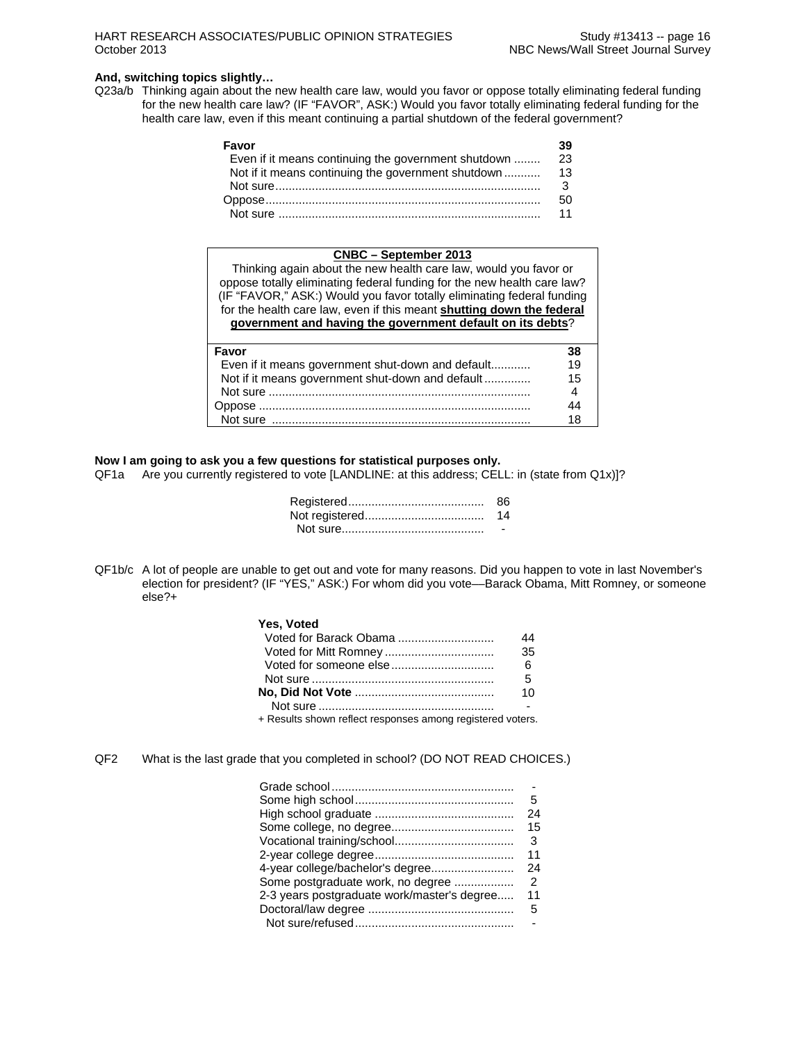**And, switching topics slightly…**

Q23a/b Thinking again about the new health care law, would you favor or oppose totally eliminating federal funding for the new health care law? (IF "FAVOR", ASK:) Would you favor totally eliminating federal funding for the health care law, even if this meant continuing a partial shutdown of the federal government?

| | |
|---|---|
| **Favor** | **39** |
| Even if it means continuing the government shutdown | 23 |
| Not if it means continuing the government shutdown | 13 |
| Not sure | 3 |
| Oppose | 50 |
| Not sure | 11 |

**CNBC – September 2013**

Thinking again about the new health care law, would you favor or oppose totally eliminating federal funding for the new health care law? (IF "FAVOR," ASK:) Would you favor totally eliminating federal funding for the health care law, even if this meant **shutting down the federal government and having the government default on its debts**?

| | |
|---|---|
| **Favor** | **38** |
| Even if it means government shut-down and default | 19 |
| Not if it means government shut-down and default | 15 |
| Not sure | 4 |
| Oppose | 44 |
| Not sure | 18 |

**Now I am going to ask you a few questions for statistical purposes only.**

QF1a Are you currently registered to vote [LANDLINE: at this address; CELL: in (state from Q1x)]?

| | |
|---|---|
| Registered | 86 |
| Not registered | 14 |
| Not sure | - |

QF1b/c A lot of people are unable to get out and vote for many reasons. Did you happen to vote in last November's election for president? (IF "YES," ASK:) For whom did you vote—Barack Obama, Mitt Romney, or someone else?+

| | |
|---|---|
| **Yes, Voted** | |
| Voted for Barack Obama | 44 |
| Voted for Mitt Romney | 35 |
| Voted for someone else | 6 |
| Not sure | 5 |
| **No, Did Not Vote** | 10 |
| Not sure | - |

+ Results shown reflect responses among registered voters.

QF2 What is the last grade that you completed in school? (DO NOT READ CHOICES.)

| | |
|---|---|
| Grade school | - |
| Some high school | 5 |
| High school graduate | 24 |
| Some college, no degree | 15 |
| Vocational training/school | 3 |
| 2-year college degree | 11 |
| 4-year college/bachelor's degree | 24 |
| Some postgraduate work, no degree | 2 |
| 2-3 years postgraduate work/master's degree | 11 |
| Doctoral/law degree | 5 |
| Not sure/refused | - |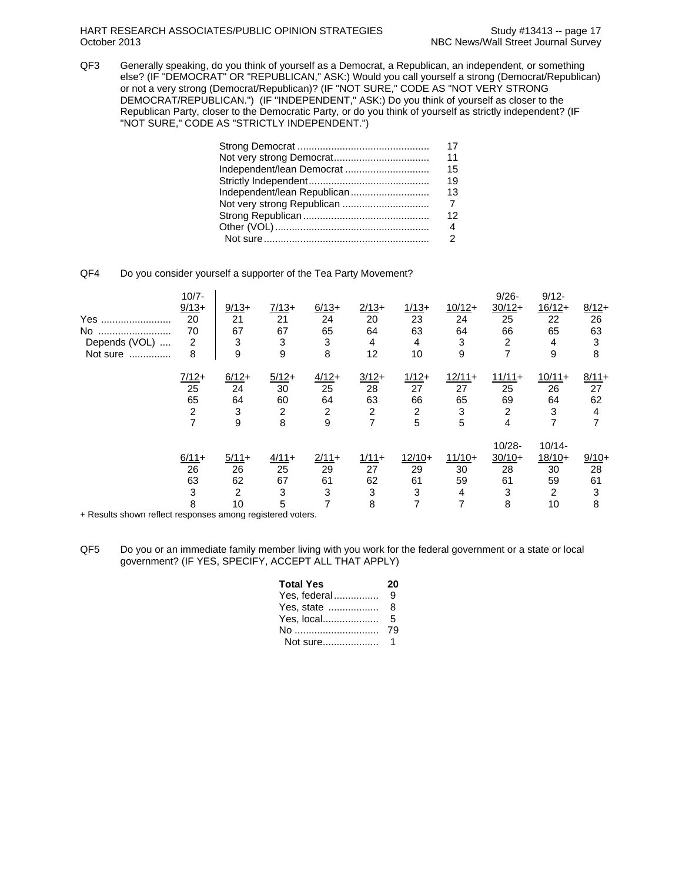QF3 Generally speaking, do you think of yourself as a Democrat, a Republican, an independent, or something else? (IF "DEMOCRAT" OR "REPUBLICAN," ASK:) Would you call yourself a strong (Democrat/Republican) or not a very strong (Democrat/Republican)? (IF "NOT SURE," CODE AS "NOT VERY STRONG DEMOCRAT/REPUBLICAN.") (IF "INDEPENDENT," ASK:) Do you think of yourself as closer to the Republican Party, closer to the Democratic Party, or do you think of yourself as strictly independent? (IF "NOT SURE," CODE AS "STRICTLY INDEPENDENT.")

| | |
|---|---|
| Strong Democrat | 17 |
| Not very strong Democrat | 11 |
| Independent/lean Democrat | 15 |
| Strictly Independent | 19 |
| Independent/lean Republican | 13 |
| Not very strong Republican | 7 |
| Strong Republican | 12 |
| Other (VOL) | 4 |
| Not sure | 2 |

QF4 Do you consider yourself a supporter of the Tea Party Movement?

| | 10/7-9/13+ | 9/13+ | 7/13+ | 6/13+ | 2/13+ | 1/13+ | 10/12+ | 9/26-30/12+ | 9/12-16/12+ | 8/12+ |
|---|---|---|---|---|---|---|---|---|---|---|
| Yes | 20 | 21 | 21 | 24 | 20 | 23 | 24 | 25 | 22 | 26 |
| No | 70 | 67 | 67 | 65 | 64 | 63 | 64 | 66 | 65 | 63 |
| Depends (VOL) | 2 | 3 | 3 | 3 | 4 | 4 | 3 | 2 | 4 | 3 |
| Not sure | 8 | 9 | 9 | 8 | 12 | 10 | 9 | 7 | 9 | 8 |

| | 7/12+ | 6/12+ | 5/12+ | 4/12+ | 3/12+ | 1/12+ | 12/11+ | 11/11+ | 10/11+ | 8/11+ |
|---|---|---|---|---|---|---|---|---|---|---|
| Yes | 25 | 24 | 30 | 25 | 28 | 27 | 27 | 25 | 26 | 27 |
| No | 65 | 64 | 60 | 64 | 63 | 66 | 65 | 69 | 64 | 62 |
| Depends (VOL) | 2 | 3 | 2 | 2 | 2 | 2 | 3 | 2 | 3 | 4 |
| Not sure | 7 | 9 | 8 | 9 | 7 | 5 | 5 | 4 | 7 | 7 |

| | 6/11+ | 5/11+ | 4/11+ | 2/11+ | 1/11+ | 12/10+ | 11/10+ | 10/28-30/10+ | 10/14-18/10+ | 9/10+ |
|---|---|---|---|---|---|---|---|---|---|---|
| Yes | 26 | 26 | 25 | 29 | 27 | 29 | 30 | 28 | 30 | 28 |
| No | 63 | 62 | 67 | 61 | 62 | 61 | 59 | 61 | 59 | 61 |
| Depends (VOL) | 3 | 2 | 3 | 3 | 3 | 3 | 4 | 3 | 2 | 3 |
| Not sure | 8 | 10 | 5 | 7 | 8 | 7 | 7 | 8 | 10 | 8 |

+ Results shown reflect responses among registered voters.

QF5 Do you or an immediate family member living with you work for the federal government or a state or local government? (IF YES, SPECIFY, ACCEPT ALL THAT APPLY)

| | |
|---|---|
| **Total Yes** | **20** |
| Yes, federal | 9 |
| Yes, state | 8 |
| Yes, local | 5 |
| No | 79 |
| Not sure | 1 |